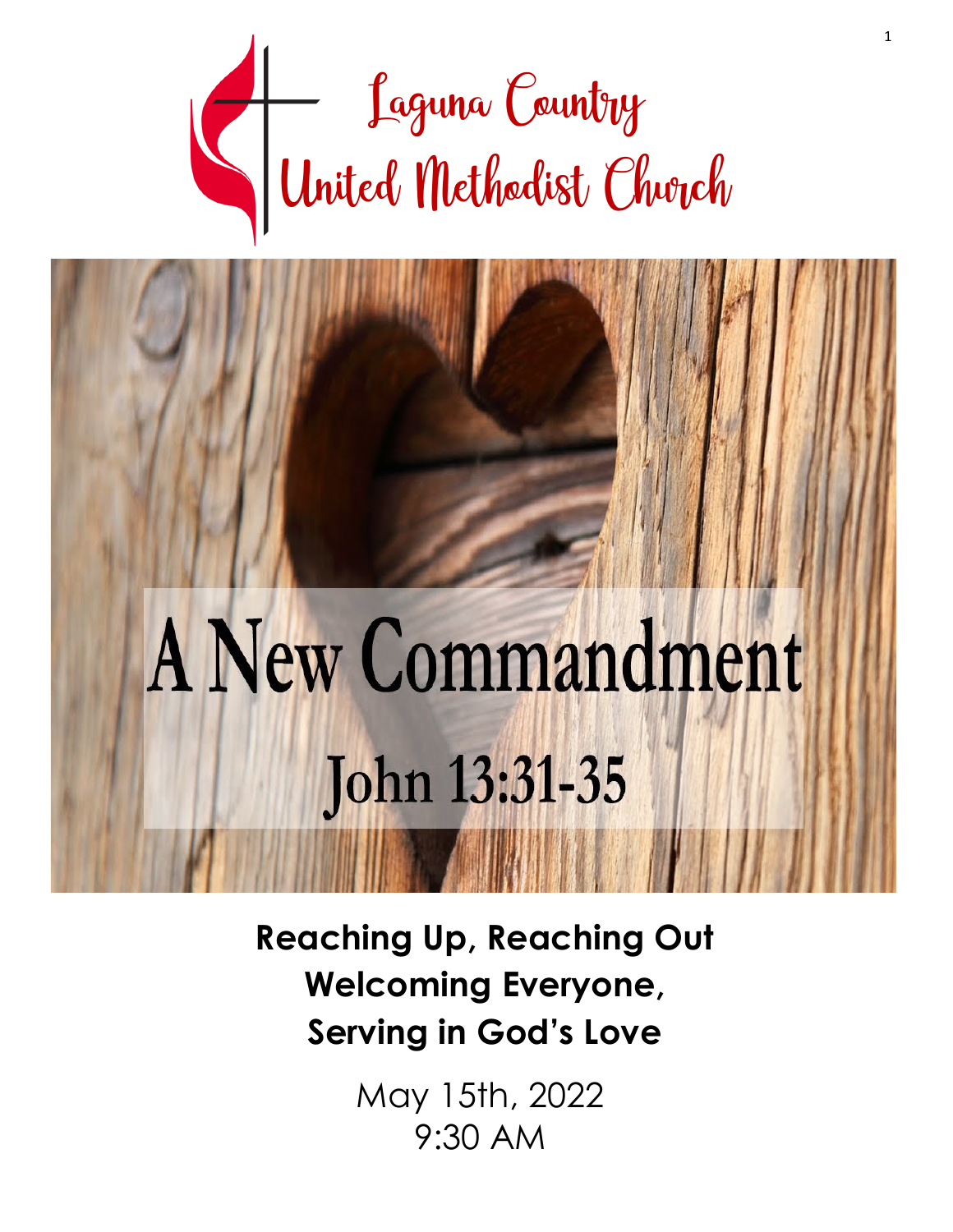# Laguna Country United Methodist Church

# A New Commandment

## John 13:31-35

**Reaching Up, Reaching Out**
**Welcoming Everyone,**
**Serving in God's Love**

May 15th, 2022
9:30 AM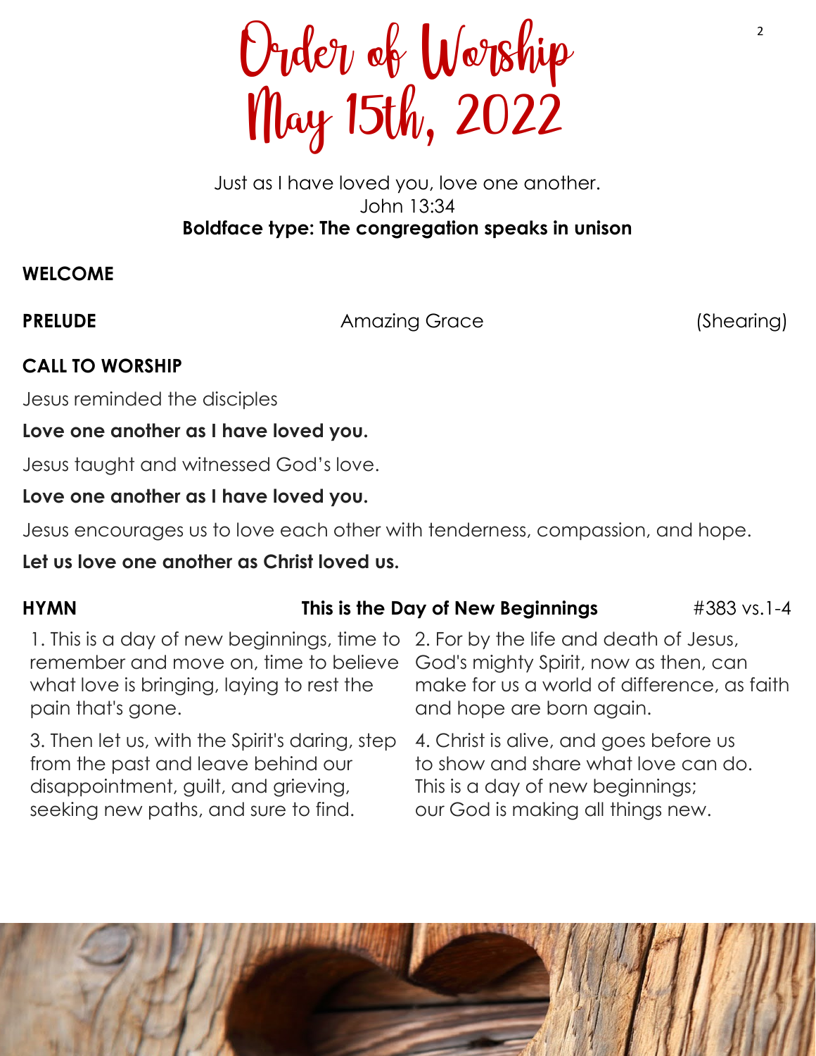# Order of Worship
# May 15th, 2022

Just as I have loved you, love one another.
John 13:34
**Boldface type: The congregation speaks in unison**

**WELCOME**

**PRELUDE** Amazing Grace (Shearing)

**CALL TO WORSHIP**

Jesus reminded the disciples

**Love one another as I have loved you.**

Jesus taught and witnessed God's love.

**Love one another as I have loved you.**

Jesus encourages us to love each other with tenderness, compassion, and hope.

**Let us love one another as Christ loved us.**

**HYMN** **This is the Day of New Beginnings** #383 vs.1-4

1. This is a day of new beginnings, time to remember and move on, time to believe what love is bringing, laying to rest the pain that's gone.

2. For by the life and death of Jesus, God's mighty Spirit, now as then, can make for us a world of difference, as faith and hope are born again.

3. Then let us, with the Spirit's daring, step from the past and leave behind our disappointment, guilt, and grieving, seeking new paths, and sure to find.

4. Christ is alive, and goes before us to show and share what love can do. This is a day of new beginnings; our God is making all things new.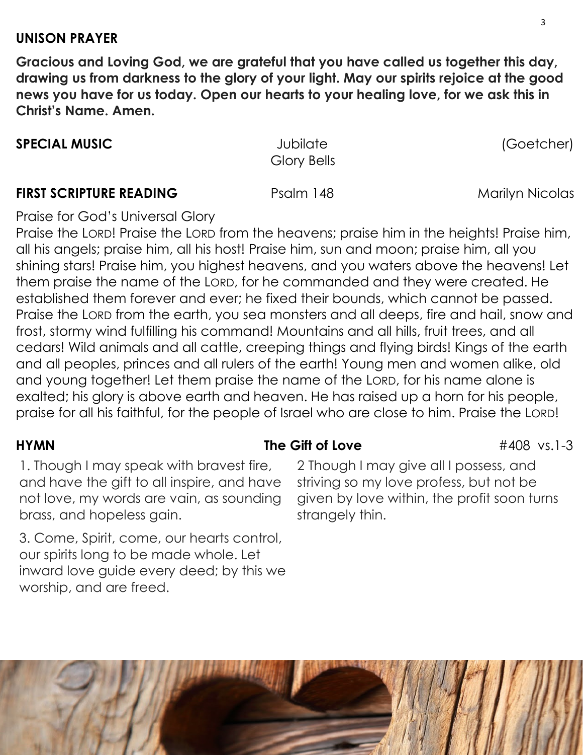**UNISON PRAYER**

**Gracious and Loving God, we are grateful that you have called us together this day, drawing us from darkness to the glory of your light. May our spirits rejoice at the good news you have for us today. Open our hearts to your healing love, for we ask this in Christ's Name. Amen.**

**SPECIAL MUSIC** Jubilate (Goetcher)
Glory Bells

**FIRST SCRIPTURE READING** Psalm 148 Marilyn Nicolas

Praise for God's Universal Glory

Praise the LORD! Praise the LORD from the heavens; praise him in the heights! Praise him, all his angels; praise him, all his host! Praise him, sun and moon; praise him, all you shining stars! Praise him, you highest heavens, and you waters above the heavens! Let them praise the name of the LORD, for he commanded and they were created. He established them forever and ever; he fixed their bounds, which cannot be passed. Praise the LORD from the earth, you sea monsters and all deeps, fire and hail, snow and frost, stormy wind fulfilling his command! Mountains and all hills, fruit trees, and all cedars! Wild animals and all cattle, creeping things and flying birds! Kings of the earth and all peoples, princes and all rulers of the earth! Young men and women alike, old and young together! Let them praise the name of the LORD, for his name alone is exalted; his glory is above earth and heaven. He has raised up a horn for his people, praise for all his faithful, for the people of Israel who are close to him. Praise the LORD!

**HYMN** **The Gift of Love** #408 vs.1-3

1. Though I may speak with bravest fire, and have the gift to all inspire, and have not love, my words are vain, as sounding brass, and hopeless gain.

2 Though I may give all I possess, and striving so my love profess, but not be given by love within, the profit soon turns strangely thin.

3. Come, Spirit, come, our hearts control, our spirits long to be made whole. Let inward love guide every deed; by this we worship, and are freed.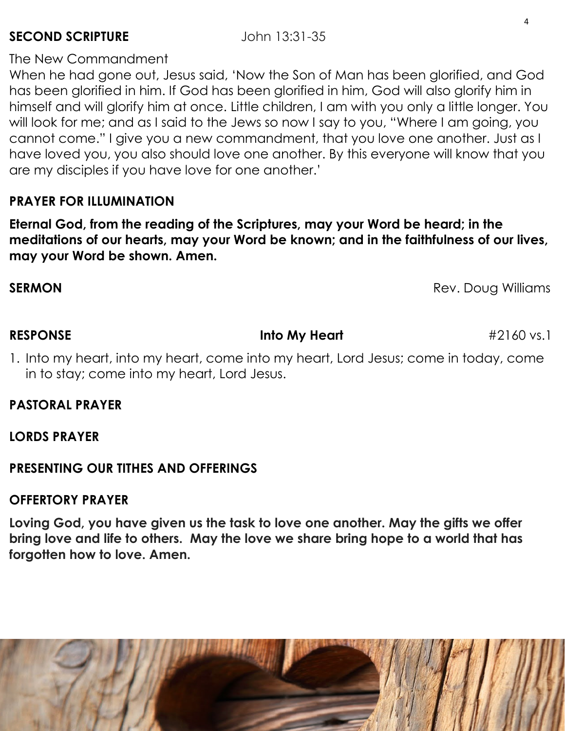**SECOND SCRIPTURE** John 13:31-35

The New Commandment

When he had gone out, Jesus said, 'Now the Son of Man has been glorified, and God has been glorified in him. If God has been glorified in him, God will also glorify him in himself and will glorify him at once. Little children, I am with you only a little longer. You will look for me; and as I said to the Jews so now I say to you, "Where I am going, you cannot come." I give you a new commandment, that you love one another. Just as I have loved you, you also should love one another. By this everyone will know that you are my disciples if you have love for one another.'

**PRAYER FOR ILLUMINATION**

**Eternal God, from the reading of the Scriptures, may your Word be heard; in the meditations of our hearts, may your Word be known; and in the faithfulness of our lives, may your Word be shown. Amen.**

**SERMON** Rev. Doug Williams

**RESPONSE** **Into My Heart** #2160 vs.1

1. Into my heart, into my heart, come into my heart, Lord Jesus; come in today, come in to stay; come into my heart, Lord Jesus.

**PASTORAL PRAYER**

**LORDS PRAYER**

**PRESENTING OUR TITHES AND OFFERINGS**

**OFFERTORY PRAYER**

**Loving God, you have given us the task to love one another. May the gifts we offer bring love and life to others. May the love we share bring hope to a world that has forgotten how to love. Amen.**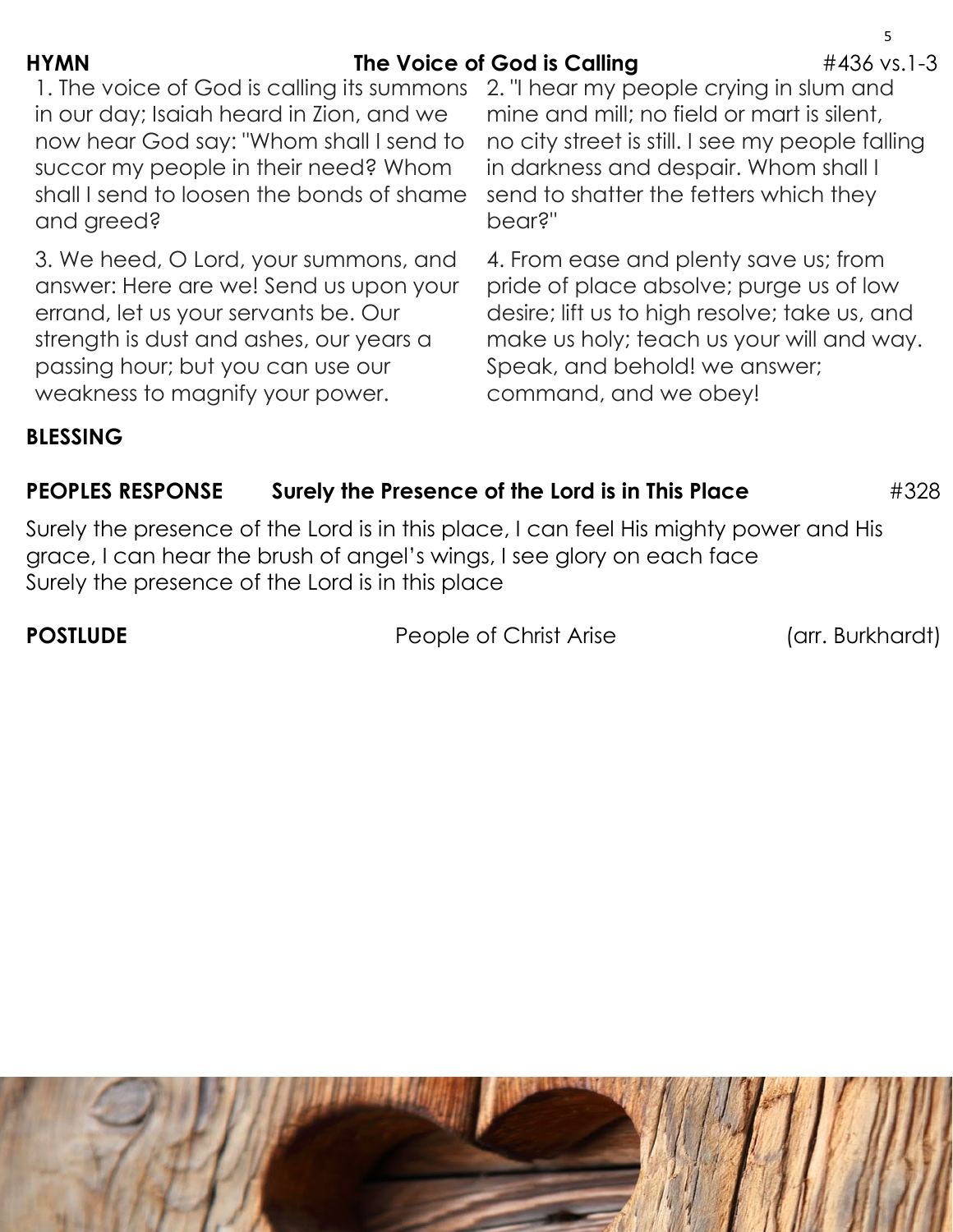**HYMN** **The Voice of God is Calling** #436 vs.1-3

1. The voice of God is calling its summons in our day; Isaiah heard in Zion, and we now hear God say: "Whom shall I send to succor my people in their need? Whom shall I send to loosen the bonds of shame and greed?

2. "I hear my people crying in slum and mine and mill; no field or mart is silent, no city street is still. I see my people falling in darkness and despair. Whom shall I send to shatter the fetters which they bear?"

3. We heed, O Lord, your summons, and answer: Here are we! Send us upon your errand, let us your servants be. Our strength is dust and ashes, our years a passing hour; but you can use our weakness to magnify your power.

4. From ease and plenty save us; from pride of place absolve; purge us of low desire; lift us to high resolve; take us, and make us holy; teach us your will and way. Speak, and behold! we answer; command, and we obey!

**BLESSING**

**PEOPLES RESPONSE** **Surely the Presence of the Lord is in This Place** #328

Surely the presence of the Lord is in this place, I can feel His mighty power and His grace, I can hear the brush of angel's wings, I see glory on each face
Surely the presence of the Lord is in this place

**POSTLUDE** People of Christ Arise (arr. Burkhardt)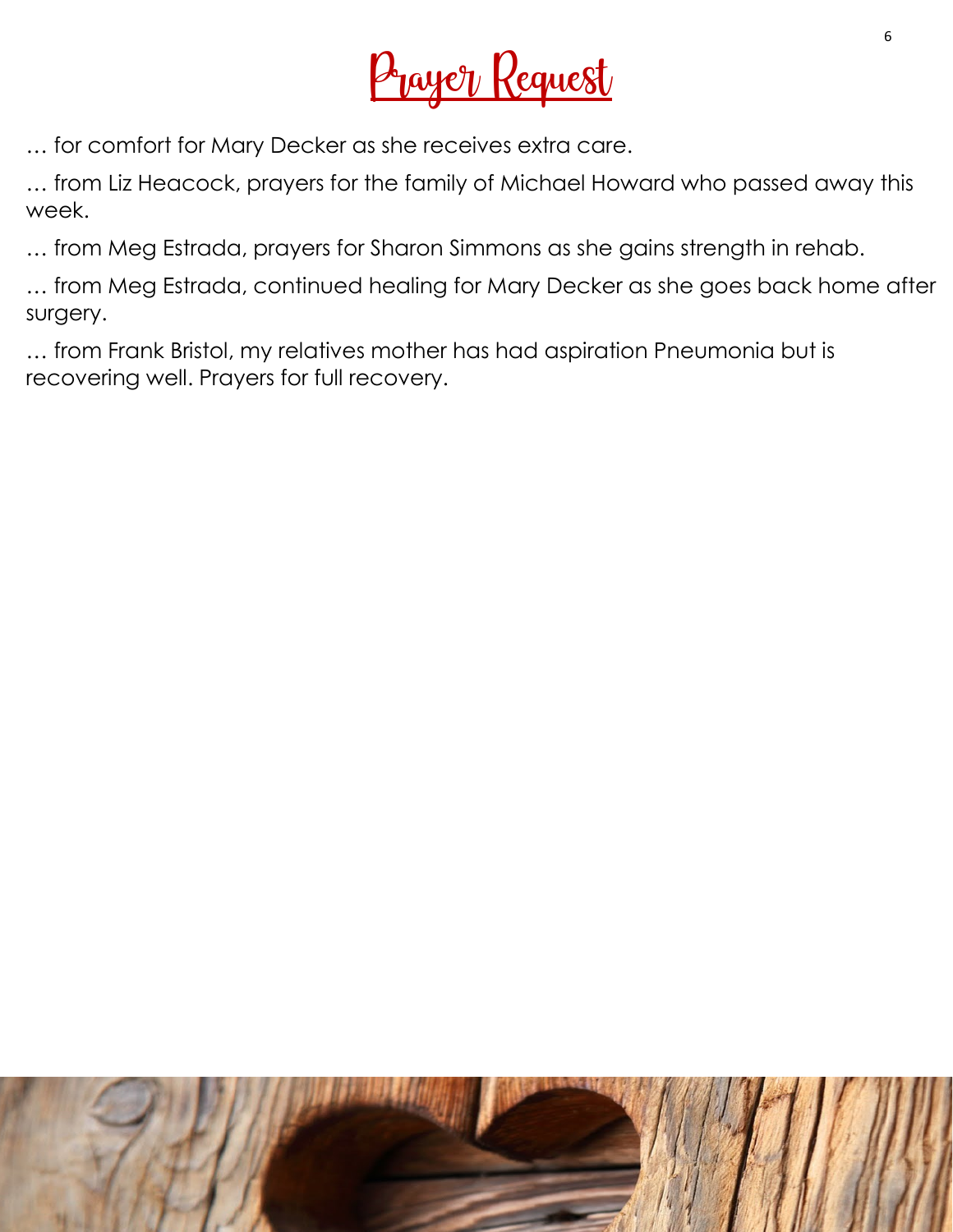# Prayer Request

… for comfort for Mary Decker as she receives extra care.

… from Liz Heacock, prayers for the family of Michael Howard who passed away this week.

… from Meg Estrada, prayers for Sharon Simmons as she gains strength in rehab.

… from Meg Estrada, continued healing for Mary Decker as she goes back home after surgery.

… from Frank Bristol, my relatives mother has had aspiration Pneumonia but is recovering well. Prayers for full recovery.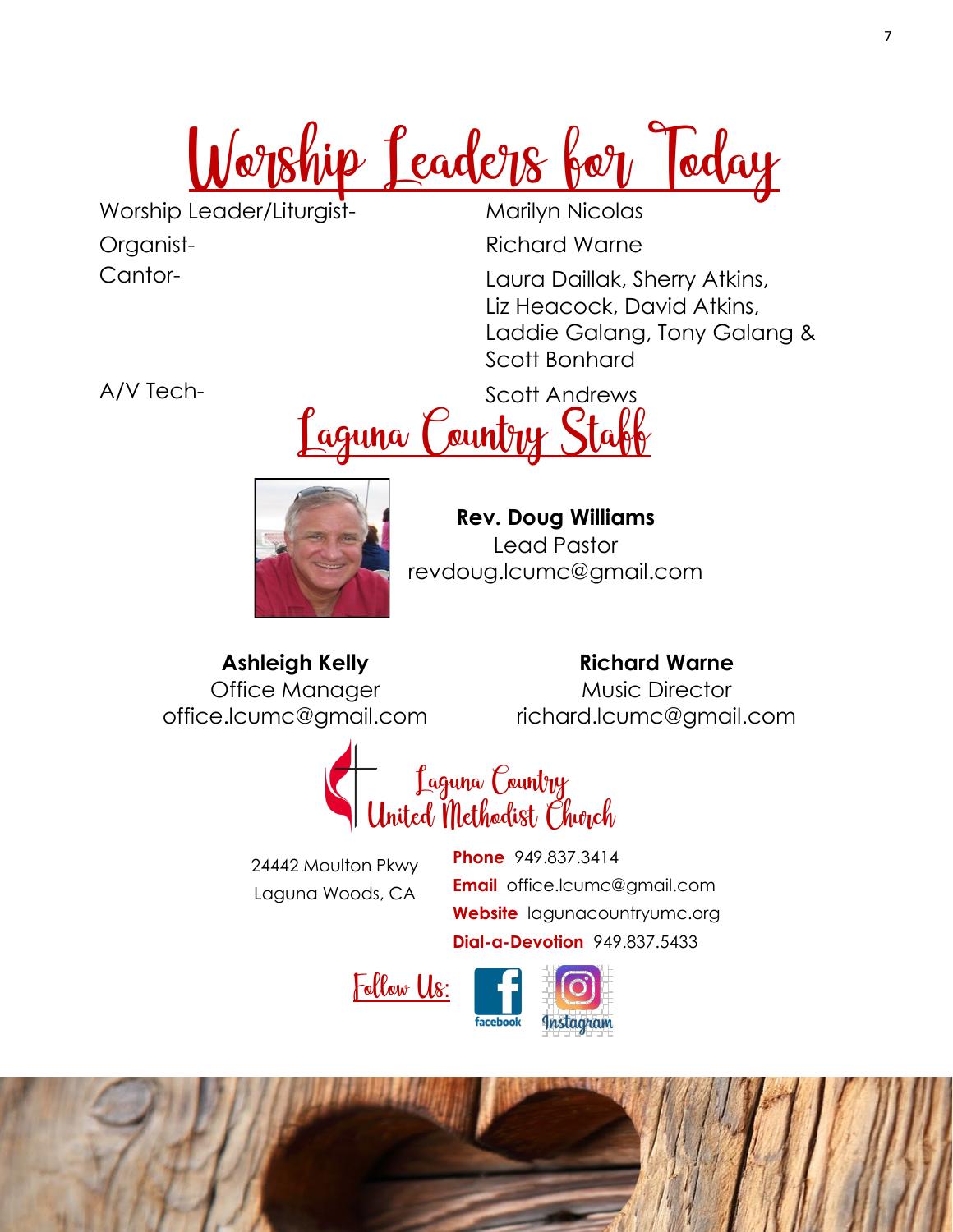# Worship Leaders for Today

Worship Leader/Liturgist- Marilyn Nicolas

Organist- Richard Warne

Cantor- Laura Daillak, Sherry Atkins, Liz Heacock, David Atkins, Laddie Galang, Tony Galang & Scott Bonhard

A/V Tech- Scott Andrews

# Laguna Country Staff

**Rev. Doug Williams**
Lead Pastor
revdoug.lcumc@gmail.com

**Ashleigh Kelly**
Office Manager
office.lcumc@gmail.com

**Richard Warne**
Music Director
richard.lcumc@gmail.com

Laguna Country
United Methodist Church

24442 Moulton Pkwy
Laguna Woods, CA

**Phone** 949.837.3414
**Email** office.lcumc@gmail.com
**Website** lagunacountryumc.org
**Dial-a-Devotion** 949.837.5433

Follow Us: facebook Instagram